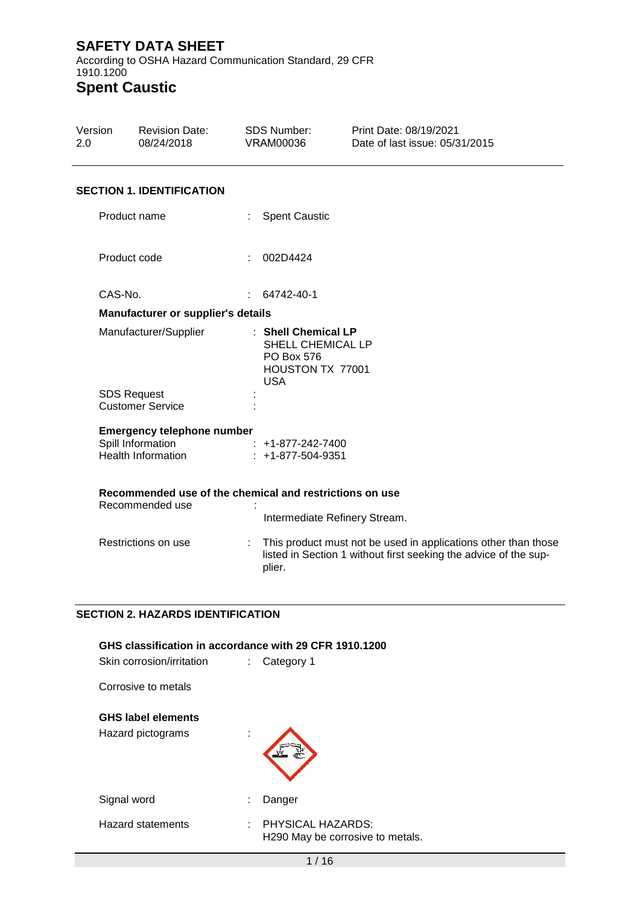# SAFETY DATA SHEET

According to OSHA Hazard Communication Standard, 29 CFR 1910.1200

# Spent Caustic

| Version | Revision Date: | SDS Number: | Print Date: 08/19/2021 |
|---|---|---|---|
| 2.0 | 08/24/2018 | VRAM00036 | Date of last issue: 05/31/2015 |

## SECTION 1. IDENTIFICATION

Product name : Spent Caustic

Product code : 002D4424

CAS-No. : 64742-40-1

**Manufacturer or supplier's details**

Manufacturer/Supplier : **Shell Chemical LP**
SHELL CHEMICAL LP
PO Box 576
HOUSTON TX 77001
USA

SDS Request :
Customer Service :

**Emergency telephone number**

Spill Information : +1-877-242-7400
Health Information : +1-877-504-9351

**Recommended use of the chemical and restrictions on use**

Recommended use : Intermediate Refinery Stream.

Restrictions on use : This product must not be used in applications other than those listed in Section 1 without first seeking the advice of the supplier.

## SECTION 2. HAZARDS IDENTIFICATION

**GHS classification in accordance with 29 CFR 1910.1200**

Skin corrosion/irritation : Category 1

Corrosive to metals

**GHS label elements**

Hazard pictograms :

Signal word : Danger

Hazard statements : PHYSICAL HAZARDS:
H290 May be corrosive to metals.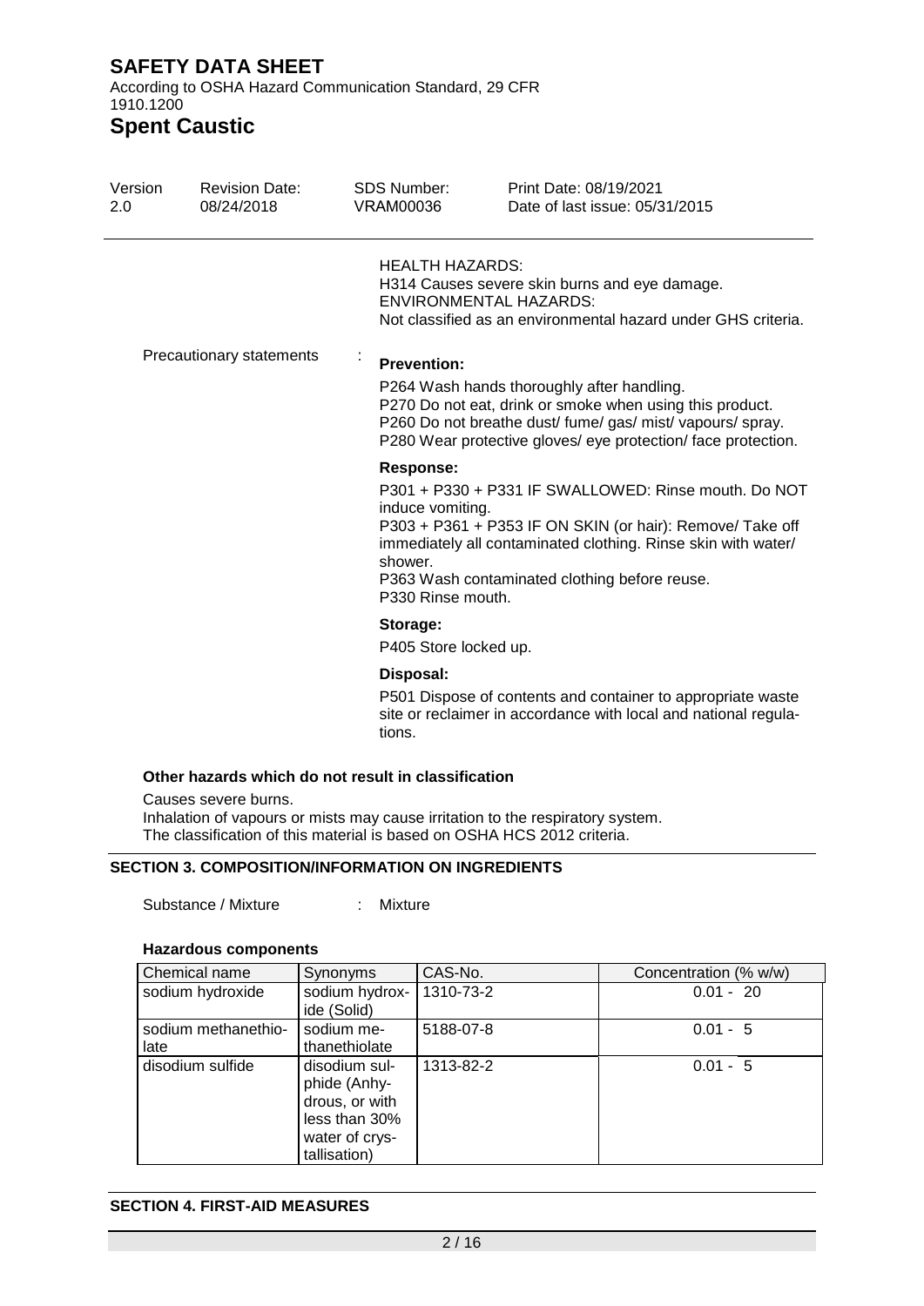HEALTH HAZARDS:
H314 Causes severe skin burns and eye damage.
ENVIRONMENTAL HAZARDS:
Not classified as an environmental hazard under GHS criteria.

Precautionary statements :

**Prevention:**

P264 Wash hands thoroughly after handling.
P270 Do not eat, drink or smoke when using this product.
P260 Do not breathe dust/ fume/ gas/ mist/ vapours/ spray.
P280 Wear protective gloves/ eye protection/ face protection.

**Response:**

P301 + P330 + P331 IF SWALLOWED: Rinse mouth. Do NOT induce vomiting.
P303 + P361 + P353 IF ON SKIN (or hair): Remove/ Take off immediately all contaminated clothing. Rinse skin with water/ shower.
P363 Wash contaminated clothing before reuse.
P330 Rinse mouth.

**Storage:**

P405 Store locked up.

**Disposal:**

P501 Dispose of contents and container to appropriate waste site or reclaimer in accordance with local and national regulations.

**Other hazards which do not result in classification**

Causes severe burns.
Inhalation of vapours or mists may cause irritation to the respiratory system.
The classification of this material is based on OSHA HCS 2012 criteria.

## SECTION 3. COMPOSITION/INFORMATION ON INGREDIENTS

Substance / Mixture : Mixture

**Hazardous components**

| Chemical name | Synonyms | CAS-No. | Concentration (% w/w) |
|---|---|---|---|
| sodium hydroxide | sodium hydroxide (Solid) | 1310-73-2 | 0.01 - 20 |
| sodium methanethiolate | sodium methanethiolate | 5188-07-8 | 0.01 - 5 |
| disodium sulfide | disodium sulphide (Anhydrous, or with less than 30% water of crystallisation) | 1313-82-2 | 0.01 - 5 |

## SECTION 4. FIRST-AID MEASURES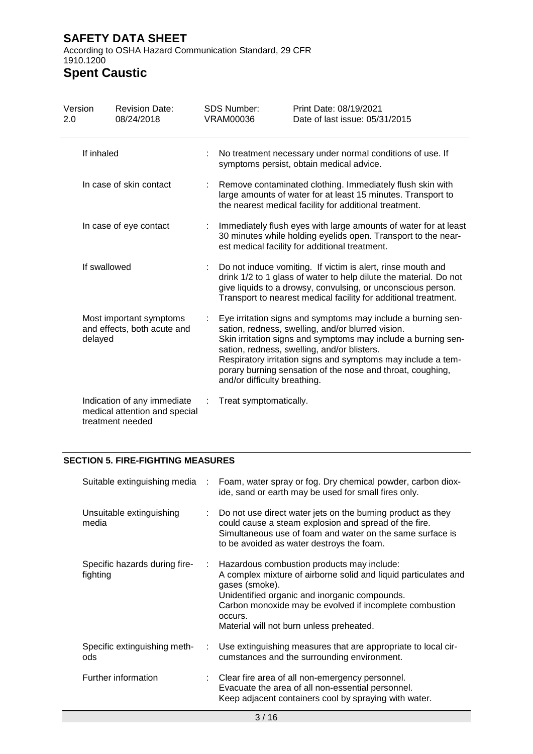| | |
|---|---|
| If inhaled | No treatment necessary under normal conditions of use. If symptoms persist, obtain medical advice. |
| In case of skin contact | Remove contaminated clothing. Immediately flush skin with large amounts of water for at least 15 minutes. Transport to the nearest medical facility for additional treatment. |
| In case of eye contact | Immediately flush eyes with large amounts of water for at least 30 minutes while holding eyelids open. Transport to the nearest medical facility for additional treatment. |
| If swallowed | Do not induce vomiting. If victim is alert, rinse mouth and drink 1/2 to 1 glass of water to help dilute the material. Do not give liquids to a drowsy, convulsing, or unconscious person. Transport to nearest medical facility for additional treatment. |
| Most important symptoms and effects, both acute and delayed | Eye irritation signs and symptoms may include a burning sensation, redness, swelling, and/or blurred vision. Skin irritation signs and symptoms may include a burning sensation, redness, swelling, and/or blisters. Respiratory irritation signs and symptoms may include a temporary burning sensation of the nose and throat, coughing, and/or difficulty breathing. |
| Indication of any immediate medical attention and special treatment needed | Treat symptomatically. |

## SECTION 5. FIRE-FIGHTING MEASURES

| | |
|---|---|
| Suitable extinguishing media | Foam, water spray or fog. Dry chemical powder, carbon dioxide, sand or earth may be used for small fires only. |
| Unsuitable extinguishing media | Do not use direct water jets on the burning product as they could cause a steam explosion and spread of the fire. Simultaneous use of foam and water on the same surface is to be avoided as water destroys the foam. |
| Specific hazards during firefighting | Hazardous combustion products may include: A complex mixture of airborne solid and liquid particulates and gases (smoke). Unidentified organic and inorganic compounds. Carbon monoxide may be evolved if incomplete combustion occurs. Material will not burn unless preheated. |
| Specific extinguishing methods | Use extinguishing measures that are appropriate to local circumstances and the surrounding environment. |
| Further information | Clear fire area of all non-emergency personnel. Evacuate the area of all non-essential personnel. Keep adjacent containers cool by spraying with water. |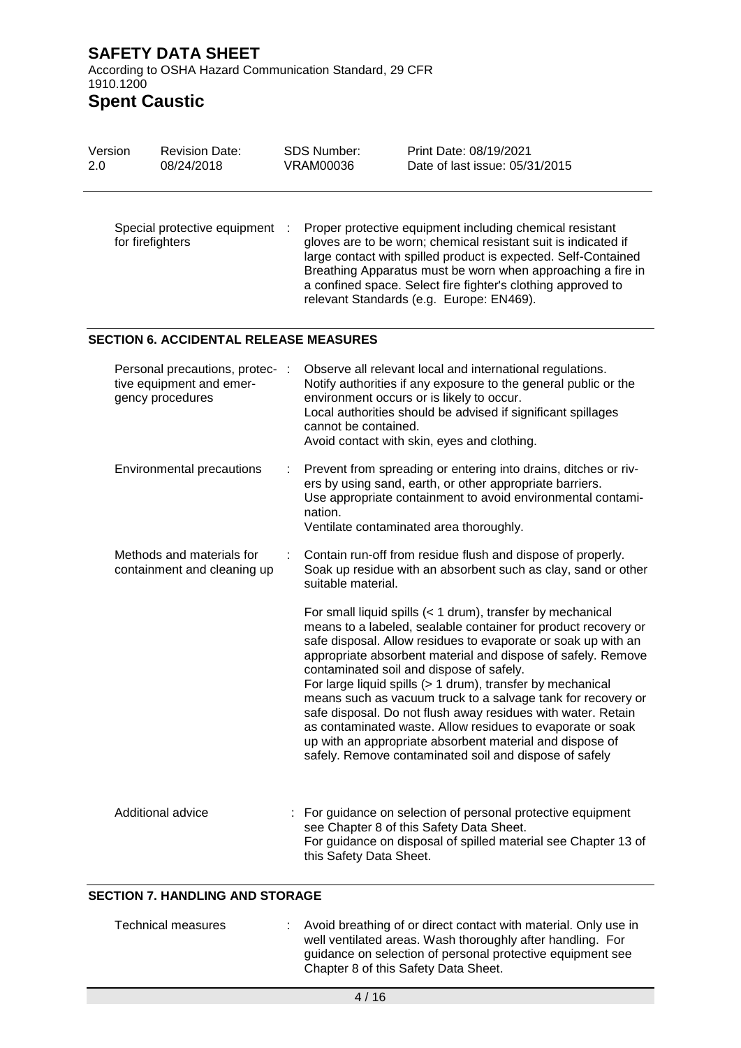| | | |
|---|---|---|
| Special protective equipment for firefighters | : | Proper protective equipment including chemical resistant gloves are to be worn; chemical resistant suit is indicated if large contact with spilled product is expected. Self-Contained Breathing Apparatus must be worn when approaching a fire in a confined space. Select fire fighter's clothing approved to relevant Standards (e.g. Europe: EN469). |

## SECTION 6. ACCIDENTAL RELEASE MEASURES

| | | |
|---|---|---|
| Personal precautions, protective equipment and emergency procedures | : | Observe all relevant local and international regulations. Notify authorities if any exposure to the general public or the environment occurs or is likely to occur. Local authorities should be advised if significant spillages cannot be contained. Avoid contact with skin, eyes and clothing. |
| Environmental precautions | : | Prevent from spreading or entering into drains, ditches or rivers by using sand, earth, or other appropriate barriers. Use appropriate containment to avoid environmental contamination. Ventilate contaminated area thoroughly. |
| Methods and materials for containment and cleaning up | : | Contain run-off from residue flush and dispose of properly. Soak up residue with an absorbent such as clay, sand or other suitable material.<br><br>For small liquid spills (< 1 drum), transfer by mechanical means to a labeled, sealable container for product recovery or safe disposal. Allow residues to evaporate or soak up with an appropriate absorbent material and dispose of safely. Remove contaminated soil and dispose of safely. For large liquid spills (> 1 drum), transfer by mechanical means such as vacuum truck to a salvage tank for recovery or safe disposal. Do not flush away residues with water. Retain as contaminated waste. Allow residues to evaporate or soak up with an appropriate absorbent material and dispose of safely. Remove contaminated soil and dispose of safely |
| Additional advice | : | For guidance on selection of personal protective equipment see Chapter 8 of this Safety Data Sheet. For guidance on disposal of spilled material see Chapter 13 of this Safety Data Sheet. |

## SECTION 7. HANDLING AND STORAGE

| | | |
|---|---|---|
| Technical measures | : | Avoid breathing of or direct contact with material. Only use in well ventilated areas. Wash thoroughly after handling. For guidance on selection of personal protective equipment see Chapter 8 of this Safety Data Sheet. |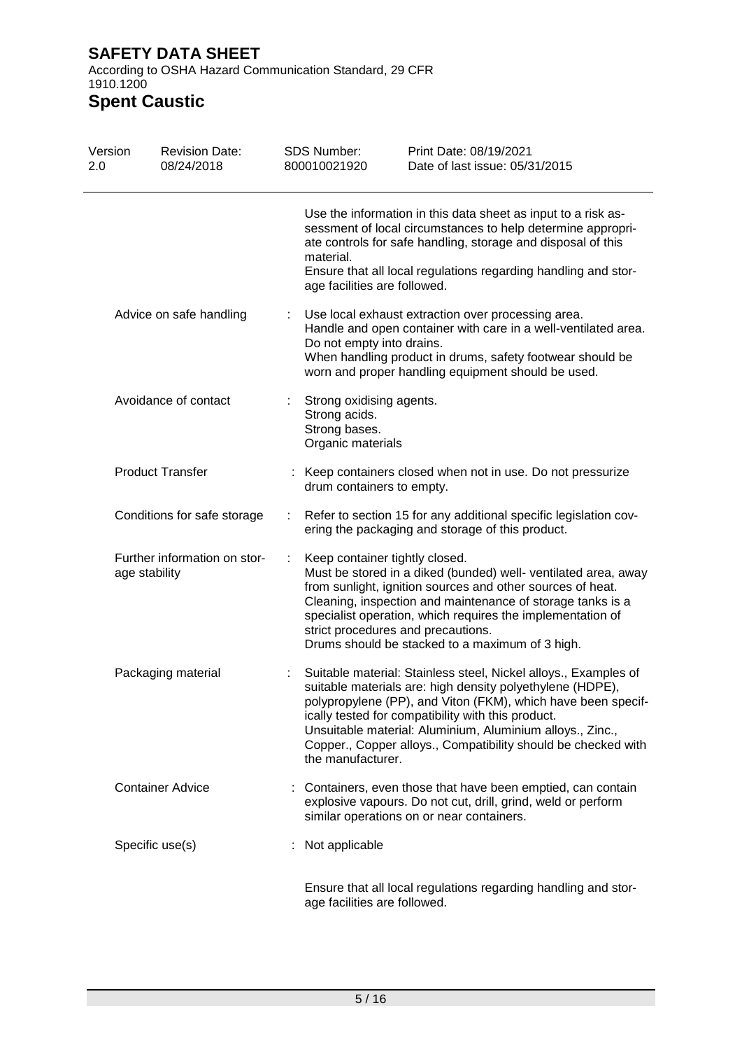Use the information in this data sheet as input to a risk assessment of local circumstances to help determine appropriate controls for safe handling, storage and disposal of this material.
Ensure that all local regulations regarding handling and storage facilities are followed.

| | |
|---|---|
| Advice on safe handling | : Use local exhaust extraction over processing area.<br>Handle and open container with care in a well-ventilated area.<br>Do not empty into drains.<br>When handling product in drums, safety footwear should be worn and proper handling equipment should be used. |
| Avoidance of contact | : Strong oxidising agents.<br>Strong acids.<br>Strong bases.<br>Organic materials |
| Product Transfer | : Keep containers closed when not in use. Do not pressurize drum containers to empty. |
| Conditions for safe storage | : Refer to section 15 for any additional specific legislation covering the packaging and storage of this product. |
| Further information on storage stability | : Keep container tightly closed.<br>Must be stored in a diked (bunded) well- ventilated area, away from sunlight, ignition sources and other sources of heat.<br>Cleaning, inspection and maintenance of storage tanks is a specialist operation, which requires the implementation of strict procedures and precautions.<br>Drums should be stacked to a maximum of 3 high. |
| Packaging material | : Suitable material: Stainless steel, Nickel alloys., Examples of suitable materials are: high density polyethylene (HDPE), polypropylene (PP), and Viton (FKM), which have been specifically tested for compatibility with this product.<br>Unsuitable material: Aluminium, Aluminium alloys., Zinc., Copper., Copper alloys., Compatibility should be checked with the manufacturer. |
| Container Advice | : Containers, even those that have been emptied, can contain explosive vapours. Do not cut, drill, grind, weld or perform similar operations on or near containers. |
| Specific use(s) | : Not applicable |

Ensure that all local regulations regarding handling and storage facilities are followed.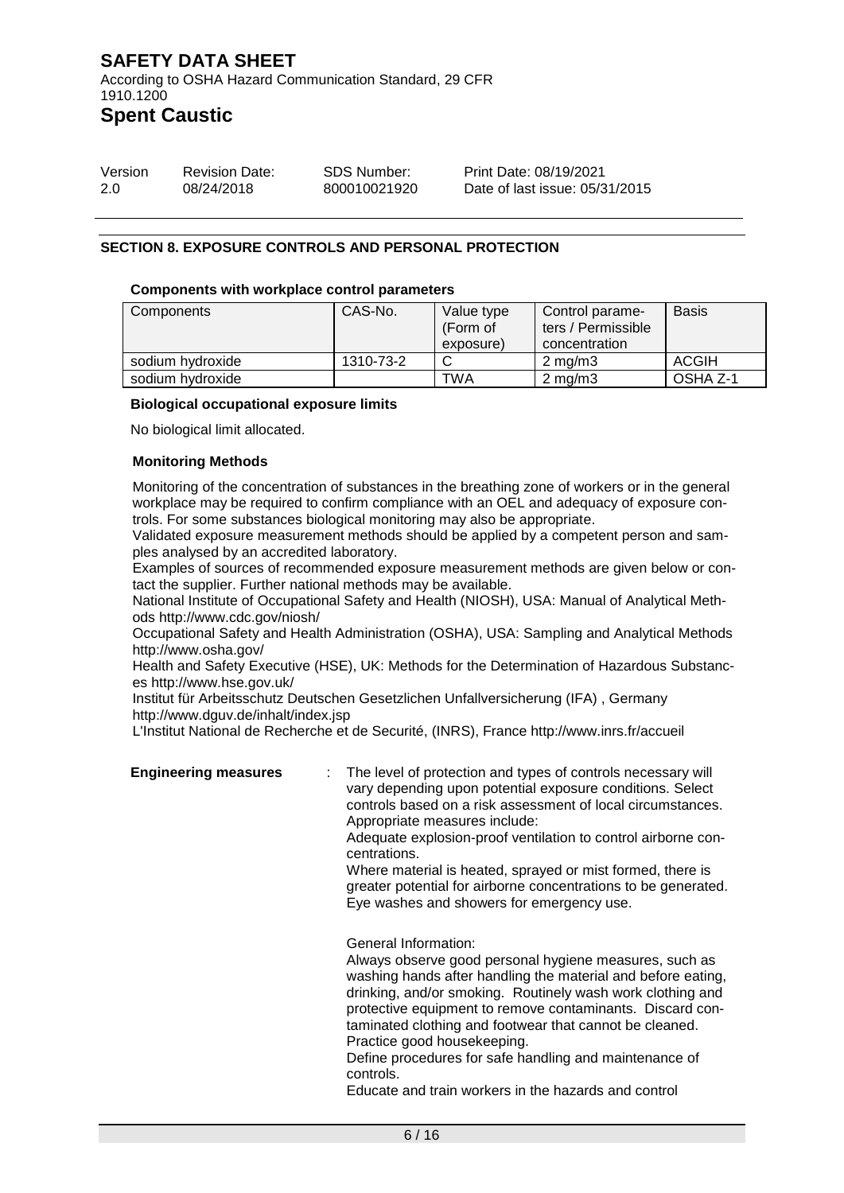## SECTION 8. EXPOSURE CONTROLS AND PERSONAL PROTECTION

**Components with workplace control parameters**

| Components | CAS-No. | Value type (Form of exposure) | Control parameters / Permissible concentration | Basis |
|---|---|---|---|---|
| sodium hydroxide | 1310-73-2 | C | 2 mg/m3 | ACGIH |
| sodium hydroxide | | TWA | 2 mg/m3 | OSHA Z-1 |

**Biological occupational exposure limits**

No biological limit allocated.

**Monitoring Methods**

Monitoring of the concentration of substances in the breathing zone of workers or in the general workplace may be required to confirm compliance with an OEL and adequacy of exposure controls. For some substances biological monitoring may also be appropriate.
Validated exposure measurement methods should be applied by a competent person and samples analysed by an accredited laboratory.
Examples of sources of recommended exposure measurement methods are given below or contact the supplier. Further national methods may be available.
National Institute of Occupational Safety and Health (NIOSH), USA: Manual of Analytical Methods http://www.cdc.gov/niosh/
Occupational Safety and Health Administration (OSHA), USA: Sampling and Analytical Methods http://www.osha.gov/
Health and Safety Executive (HSE), UK: Methods for the Determination of Hazardous Substances http://www.hse.gov.uk/
Institut für Arbeitsschutz Deutschen Gesetzlichen Unfallversicherung (IFA) , Germany http://www.dguv.de/inhalt/index.jsp
L'Institut National de Recherche et de Securité, (INRS), France http://www.inrs.fr/accueil

**Engineering measures** : The level of protection and types of controls necessary will vary depending upon potential exposure conditions. Select controls based on a risk assessment of local circumstances. Appropriate measures include:
Adequate explosion-proof ventilation to control airborne concentrations.
Where material is heated, sprayed or mist formed, there is greater potential for airborne concentrations to be generated.
Eye washes and showers for emergency use.

General Information:
Always observe good personal hygiene measures, such as washing hands after handling the material and before eating, drinking, and/or smoking. Routinely wash work clothing and protective equipment to remove contaminants. Discard contaminated clothing and footwear that cannot be cleaned.
Practice good housekeeping.
Define procedures for safe handling and maintenance of controls.
Educate and train workers in the hazards and control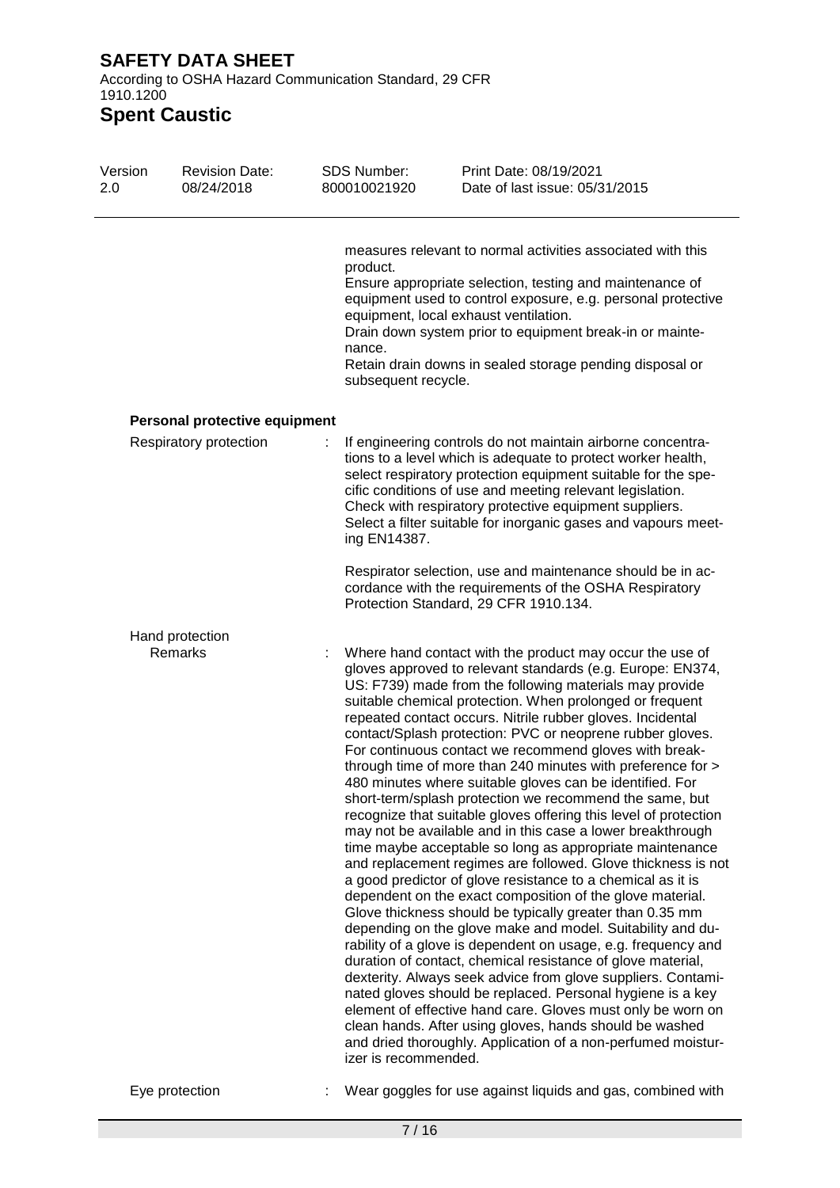measures relevant to normal activities associated with this product.
Ensure appropriate selection, testing and maintenance of equipment used to control exposure, e.g. personal protective equipment, local exhaust ventilation.
Drain down system prior to equipment break-in or maintenance.
Retain drain downs in sealed storage pending disposal or subsequent recycle.

**Personal protective equipment**

Respiratory protection : If engineering controls do not maintain airborne concentrations to a level which is adequate to protect worker health, select respiratory protection equipment suitable for the specific conditions of use and meeting relevant legislation.
Check with respiratory protective equipment suppliers.
Select a filter suitable for inorganic gases and vapours meeting EN14387.

Respirator selection, use and maintenance should be in accordance with the requirements of the OSHA Respiratory Protection Standard, 29 CFR 1910.134.

Hand protection

Remarks : Where hand contact with the product may occur the use of gloves approved to relevant standards (e.g. Europe: EN374, US: F739) made from the following materials may provide suitable chemical protection. When prolonged or frequent repeated contact occurs. Nitrile rubber gloves. Incidental contact/Splash protection: PVC or neoprene rubber gloves. For continuous contact we recommend gloves with breakthrough time of more than 240 minutes with preference for > 480 minutes where suitable gloves can be identified. For short-term/splash protection we recommend the same, but recognize that suitable gloves offering this level of protection may not be available and in this case a lower breakthrough time maybe acceptable so long as appropriate maintenance and replacement regimes are followed. Glove thickness is not a good predictor of glove resistance to a chemical as it is dependent on the exact composition of the glove material. Glove thickness should be typically greater than 0.35 mm depending on the glove make and model. Suitability and durability of a glove is dependent on usage, e.g. frequency and duration of contact, chemical resistance of glove material, dexterity. Always seek advice from glove suppliers. Contaminated gloves should be replaced. Personal hygiene is a key element of effective hand care. Gloves must only be worn on clean hands. After using gloves, hands should be washed and dried thoroughly. Application of a non-perfumed moisturizer is recommended.

Eye protection : Wear goggles for use against liquids and gas, combined with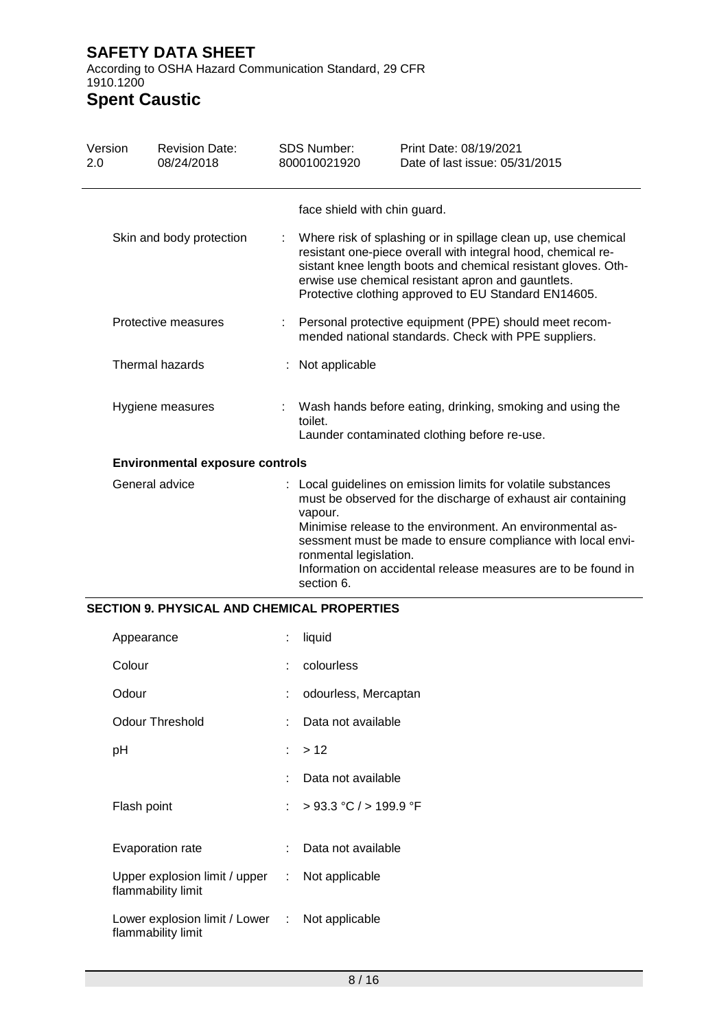face shield with chin guard.

| | | |
|---|---|---|
| Skin and body protection | : | Where risk of splashing or in spillage clean up, use chemical resistant one-piece overall with integral hood, chemical resistant knee length boots and chemical resistant gloves. Otherwise use chemical resistant apron and gauntlets. Protective clothing approved to EU Standard EN14605. |
| Protective measures | : | Personal protective equipment (PPE) should meet recommended national standards. Check with PPE suppliers. |
| Thermal hazards | : | Not applicable |
| Hygiene measures | : | Wash hands before eating, drinking, smoking and using the toilet.<br>Launder contaminated clothing before re-use. |

**Environmental exposure controls**

| | | |
|---|---|---|
| General advice | : | Local guidelines on emission limits for volatile substances must be observed for the discharge of exhaust air containing vapour.<br>Minimise release to the environment. An environmental assessment must be made to ensure compliance with local environmental legislation.<br>Information on accidental release measures are to be found in section 6. |

## SECTION 9. PHYSICAL AND CHEMICAL PROPERTIES

| | | |
|---|---|---|
| Appearance | : | liquid |
| Colour | : | colourless |
| Odour | : | odourless, Mercaptan |
| Odour Threshold | : | Data not available |
| pH | : | > 12 |
| | : | Data not available |
| Flash point | : | > 93.3 °C / > 199.9 °F |
| Evaporation rate | : | Data not available |
| Upper explosion limit / upper flammability limit | : | Not applicable |
| Lower explosion limit / Lower flammability limit | : | Not applicable |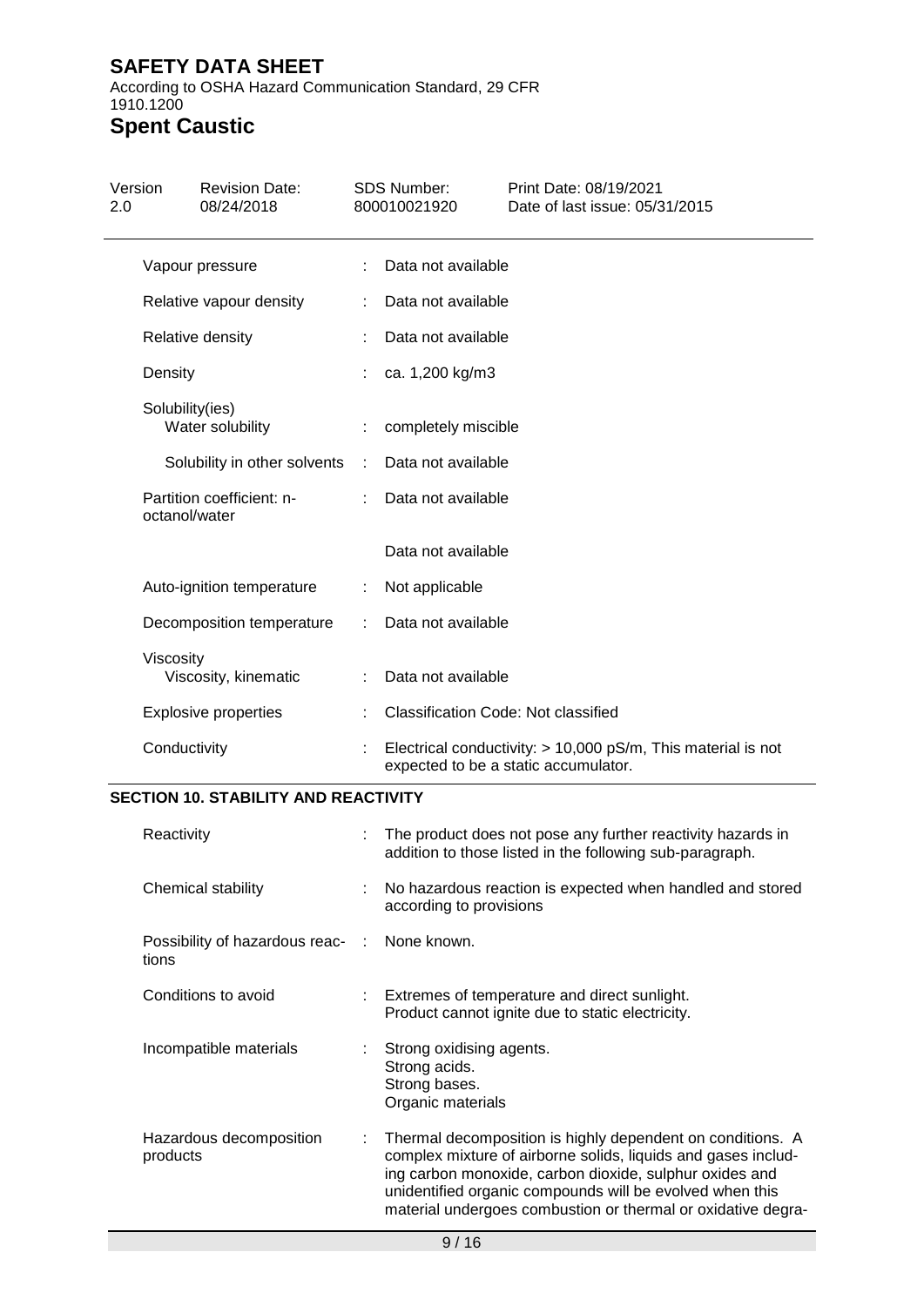| | | |
|---|---|---|
| Vapour pressure | : | Data not available |
| Relative vapour density | : | Data not available |
| Relative density | : | Data not available |
| Density | : | ca. 1,200 kg/m3 |
| Solubility(ies) Water solubility | : | completely miscible |
| Solubility in other solvents | : | Data not available |
| Partition coefficient: n-octanol/water | : | Data not available |
| | | Data not available |
| Auto-ignition temperature | : | Not applicable |
| Decomposition temperature | : | Data not available |
| Viscosity Viscosity, kinematic | : | Data not available |
| Explosive properties | : | Classification Code: Not classified |
| Conductivity | : | Electrical conductivity: > 10,000 pS/m, This material is not expected to be a static accumulator. |

## SECTION 10. STABILITY AND REACTIVITY

| | | |
|---|---|---|
| Reactivity | : | The product does not pose any further reactivity hazards in addition to those listed in the following sub-paragraph. |
| Chemical stability | : | No hazardous reaction is expected when handled and stored according to provisions |
| Possibility of hazardous reactions | : | None known. |
| Conditions to avoid | : | Extremes of temperature and direct sunlight. Product cannot ignite due to static electricity. |
| Incompatible materials | : | Strong oxidising agents. Strong acids. Strong bases. Organic materials |
| Hazardous decomposition products | : | Thermal decomposition is highly dependent on conditions. A complex mixture of airborne solids, liquids and gases including carbon monoxide, carbon dioxide, sulphur oxides and unidentified organic compounds will be evolved when this material undergoes combustion or thermal or oxidative degra- |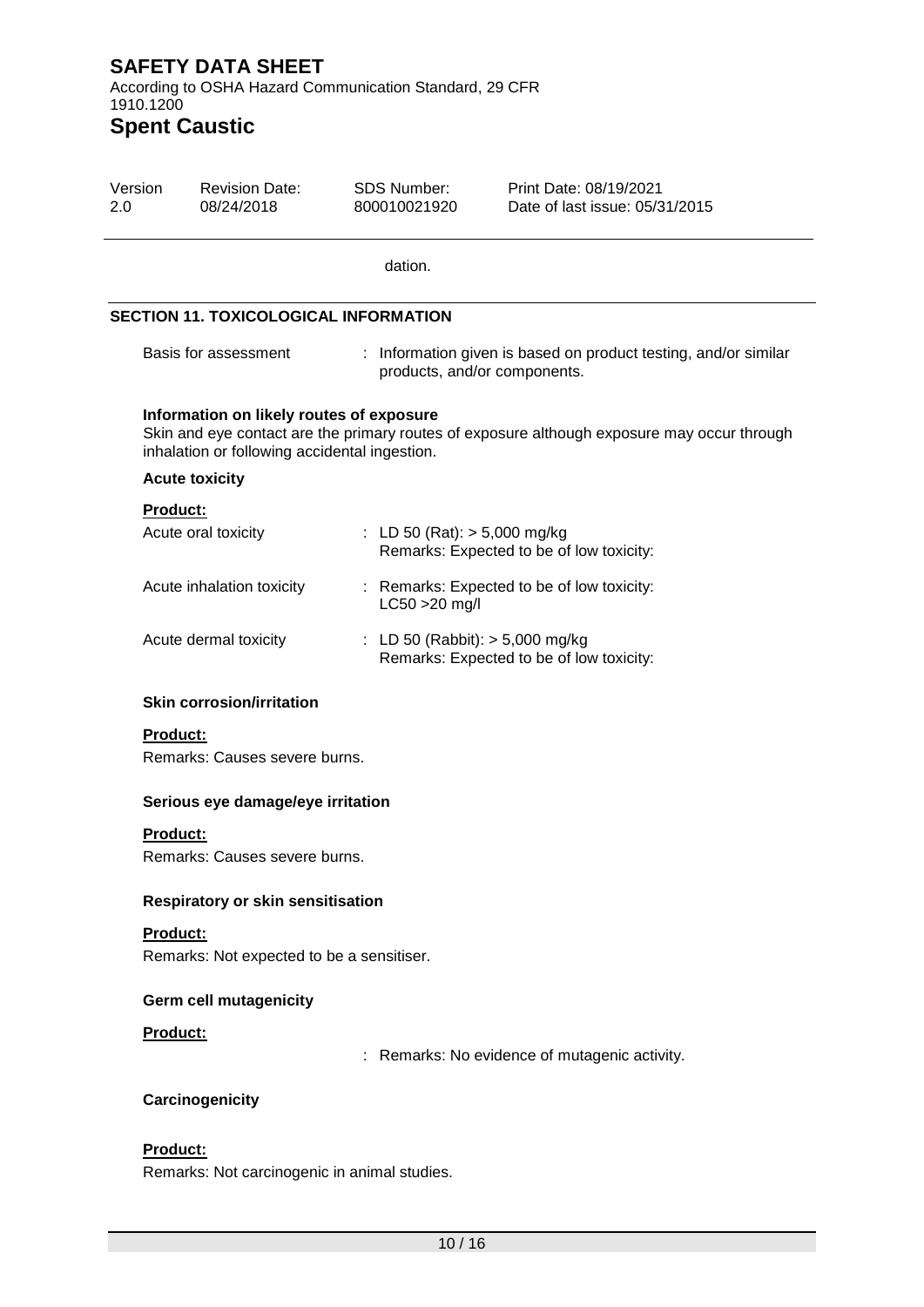dation.

## SECTION 11. TOXICOLOGICAL INFORMATION

Basis for assessment : Information given is based on product testing, and/or similar products, and/or components.

**Information on likely routes of exposure**
Skin and eye contact are the primary routes of exposure although exposure may occur through inhalation or following accidental ingestion.

**Acute toxicity**

**Product:**

Acute oral toxicity : LD 50 (Rat): > 5,000 mg/kg
Remarks: Expected to be of low toxicity:

Acute inhalation toxicity : Remarks: Expected to be of low toxicity:
LC50 >20 mg/l

Acute dermal toxicity : LD 50 (Rabbit): > 5,000 mg/kg
Remarks: Expected to be of low toxicity:

**Skin corrosion/irritation**

**Product:**
Remarks: Causes severe burns.

**Serious eye damage/eye irritation**

**Product:**
Remarks: Causes severe burns.

**Respiratory or skin sensitisation**

**Product:**
Remarks: Not expected to be a sensitiser.

**Germ cell mutagenicity**

**Product:**
: Remarks: No evidence of mutagenic activity.

**Carcinogenicity**

**Product:**
Remarks: Not carcinogenic in animal studies.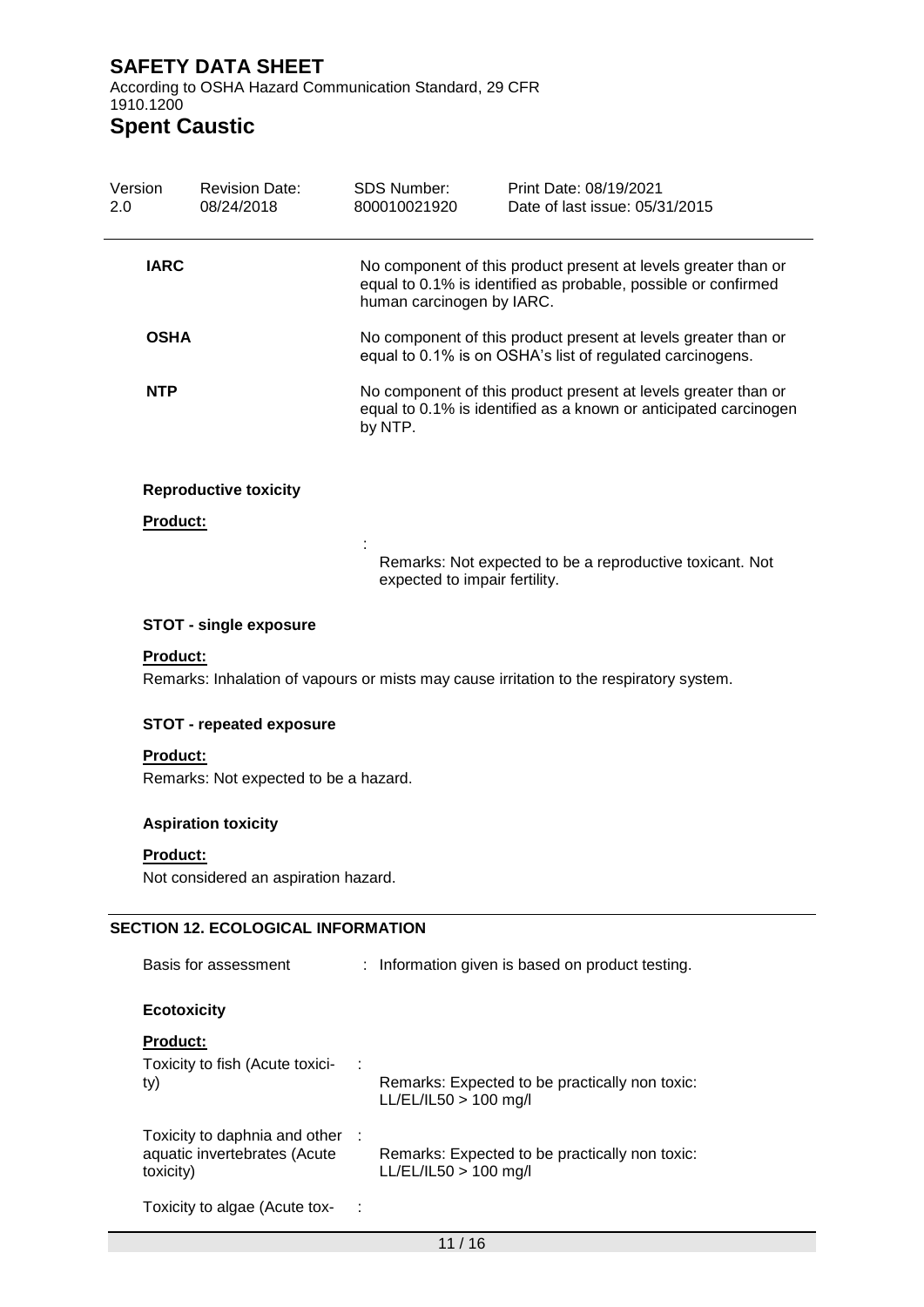**IARC** No component of this product present at levels greater than or equal to 0.1% is identified as probable, possible or confirmed human carcinogen by IARC.

**OSHA** No component of this product present at levels greater than or equal to 0.1% is on OSHA's list of regulated carcinogens.

**NTP** No component of this product present at levels greater than or equal to 0.1% is identified as a known or anticipated carcinogen by NTP.

**Reproductive toxicity**

**Product:**

: Remarks: Not expected to be a reproductive toxicant. Not expected to impair fertility.

**STOT - single exposure**

**Product:**

Remarks: Inhalation of vapours or mists may cause irritation to the respiratory system.

**STOT - repeated exposure**

**Product:**

Remarks: Not expected to be a hazard.

**Aspiration toxicity**

**Product:**

Not considered an aspiration hazard.

## SECTION 12. ECOLOGICAL INFORMATION

Basis for assessment : Information given is based on product testing.

**Ecotoxicity**

**Product:**

Toxicity to fish (Acute toxicity) : Remarks: Expected to be practically non toxic: LL/EL/IL50 > 100 mg/l

Toxicity to daphnia and other aquatic invertebrates (Acute toxicity) : Remarks: Expected to be practically non toxic: LL/EL/IL50 > 100 mg/l

Toxicity to algae (Acute tox- :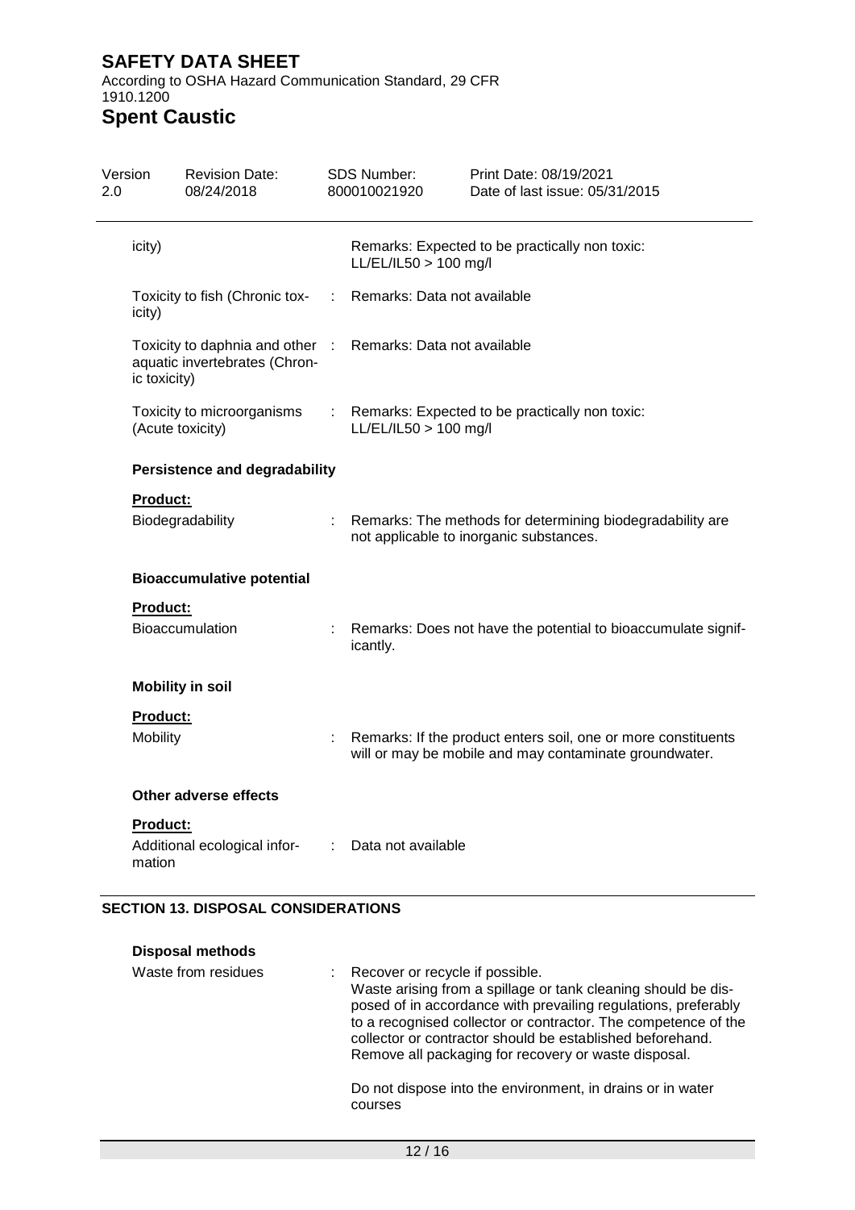| | | |
|---|---|---|
| icity) | | Remarks: Expected to be practically non toxic: LL/EL/IL50 > 100 mg/l |
| Toxicity to fish (Chronic toxicity) | : | Remarks: Data not available |
| Toxicity to daphnia and other aquatic invertebrates (Chronic toxicity) | : | Remarks: Data not available |
| Toxicity to microorganisms (Acute toxicity) | : | Remarks: Expected to be practically non toxic: LL/EL/IL50 > 100 mg/l |

**Persistence and degradability**

**Product:**

Biodegradability : Remarks: The methods for determining biodegradability are not applicable to inorganic substances.

**Bioaccumulative potential**

**Product:**

Bioaccumulation : Remarks: Does not have the potential to bioaccumulate significantly.

**Mobility in soil**

**Product:**

Mobility : Remarks: If the product enters soil, one or more constituents will or may be mobile and may contaminate groundwater.

**Other adverse effects**

**Product:**

Additional ecological information : Data not available

## SECTION 13. DISPOSAL CONSIDERATIONS

**Disposal methods**

Waste from residues : Recover or recycle if possible.
Waste arising from a spillage or tank cleaning should be disposed of in accordance with prevailing regulations, preferably to a recognised collector or contractor. The competence of the collector or contractor should be established beforehand.
Remove all packaging for recovery or waste disposal.

Do not dispose into the environment, in drains or in water courses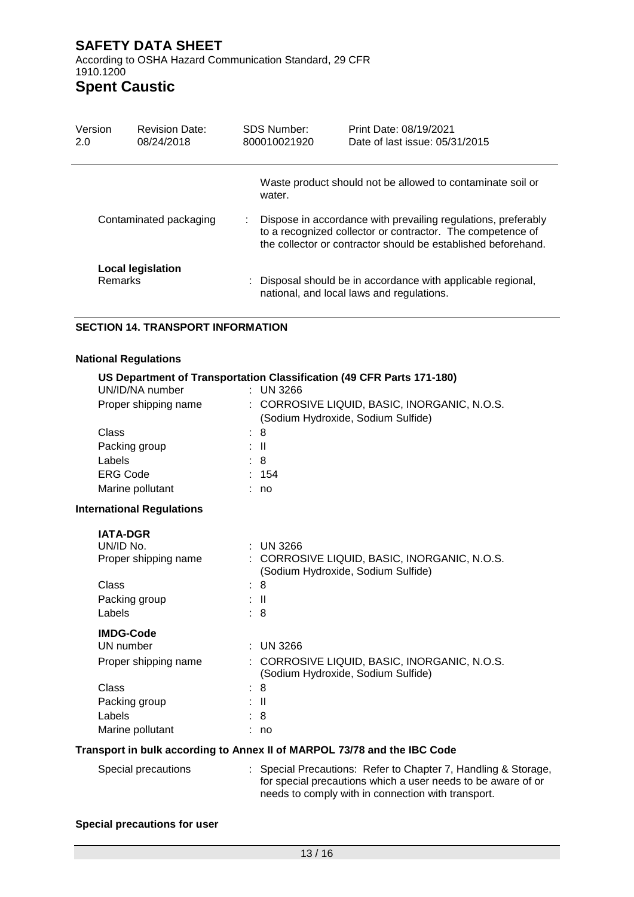Waste product should not be allowed to contaminate soil or water.

Contaminated packaging : Dispose in accordance with prevailing regulations, preferably to a recognized collector or contractor. The competence of the collector or contractor should be established beforehand.

**Local legislation**

Remarks : Disposal should be in accordance with applicable regional, national, and local laws and regulations.

## SECTION 14. TRANSPORT INFORMATION

### National Regulations

**US Department of Transportation Classification (49 CFR Parts 171-180)**

| | |
|---|---|
| UN/ID/NA number | : UN 3266 |
| Proper shipping name | : CORROSIVE LIQUID, BASIC, INORGANIC, N.O.S. (Sodium Hydroxide, Sodium Sulfide) |
| Class | : 8 |
| Packing group | : II |
| Labels | : 8 |
| ERG Code | : 154 |
| Marine pollutant | : no |

### International Regulations

**IATA-DGR**

| | |
|---|---|
| UN/ID No. | : UN 3266 |
| Proper shipping name | : CORROSIVE LIQUID, BASIC, INORGANIC, N.O.S. (Sodium Hydroxide, Sodium Sulfide) |
| Class | : 8 |
| Packing group | : II |
| Labels | : 8 |

**IMDG-Code**

| | |
|---|---|
| UN number | : UN 3266 |
| Proper shipping name | : CORROSIVE LIQUID, BASIC, INORGANIC, N.O.S. (Sodium Hydroxide, Sodium Sulfide) |
| Class | : 8 |
| Packing group | : II |
| Labels | : 8 |
| Marine pollutant | : no |

**Transport in bulk according to Annex II of MARPOL 73/78 and the IBC Code**

Special precautions : Special Precautions: Refer to Chapter 7, Handling & Storage, for special precautions which a user needs to be aware of or needs to comply with in connection with transport.

**Special precautions for user**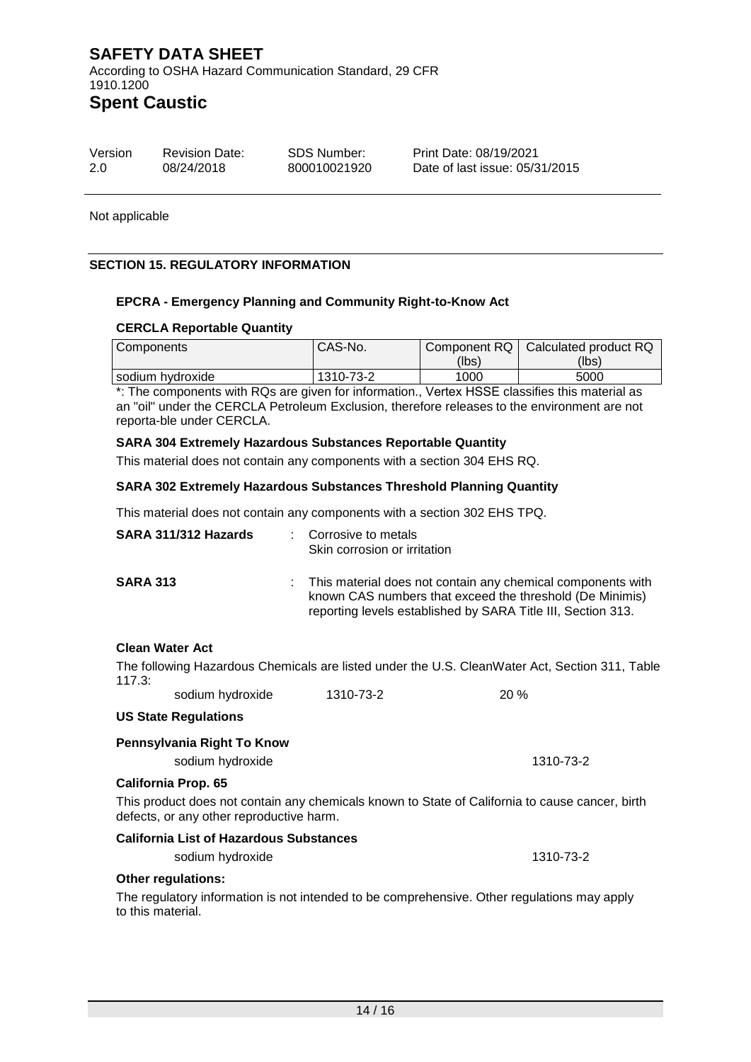Not applicable

## SECTION 15. REGULATORY INFORMATION

### EPCRA - Emergency Planning and Community Right-to-Know Act

**CERCLA Reportable Quantity**

| Components | CAS-No. | Component RQ (lbs) | Calculated product RQ (lbs) |
|---|---|---|---|
| sodium hydroxide | 1310-73-2 | 1000 | 5000 |

*: The components with RQs are given for information., Vertex HSSE classifies this material as an "oil" under the CERCLA Petroleum Exclusion, therefore releases to the environment are not reporta-ble under CERCLA.

**SARA 304 Extremely Hazardous Substances Reportable Quantity**

This material does not contain any components with a section 304 EHS RQ.

**SARA 302 Extremely Hazardous Substances Threshold Planning Quantity**

This material does not contain any components with a section 302 EHS TPQ.

**SARA 311/312 Hazards** : Corrosive to metals
Skin corrosion or irritation

**SARA 313** : This material does not contain any chemical components with known CAS numbers that exceed the threshold (De Minimis) reporting levels established by SARA Title III, Section 313.

**Clean Water Act**

The following Hazardous Chemicals are listed under the U.S. CleanWater Act, Section 311, Table 117.3:

sodium hydroxide 1310-73-2 20 %

**US State Regulations**

**Pennsylvania Right To Know**

sodium hydroxide 1310-73-2

**California Prop. 65**

This product does not contain any chemicals known to State of California to cause cancer, birth defects, or any other reproductive harm.

**California List of Hazardous Substances**

sodium hydroxide 1310-73-2

**Other regulations:**

The regulatory information is not intended to be comprehensive. Other regulations may apply to this material.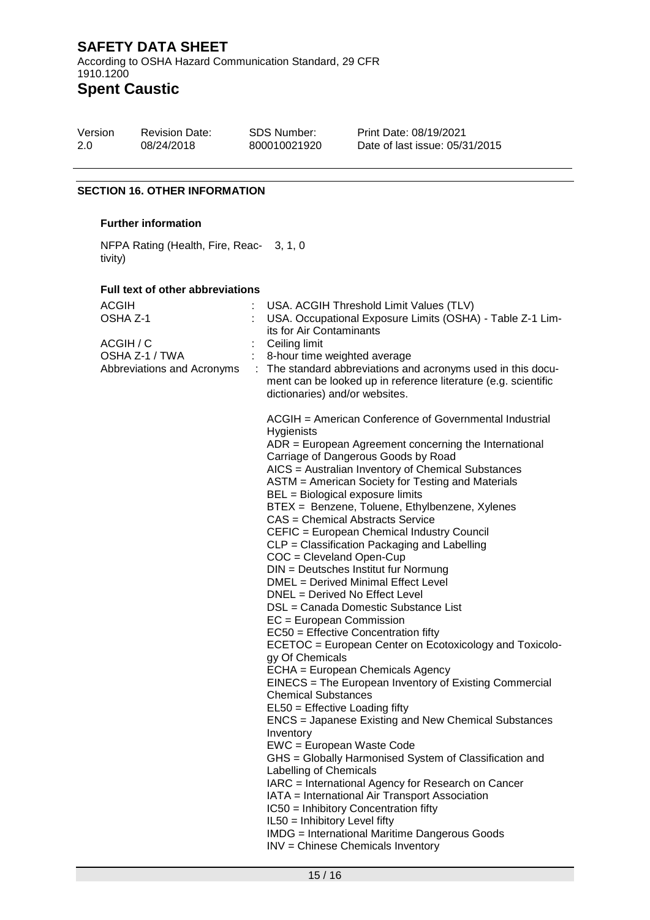# SAFETY DATA SHEET

According to OSHA Hazard Communication Standard, 29 CFR 1910.1200

# Spent Caustic

| Version | Revision Date: | SDS Number: | Print Date: 08/19/2021 |
|---|---|---|---|
| 2.0 | 08/24/2018 | 800010021920 | Date of last issue: 05/31/2015 |

## SECTION 16. OTHER INFORMATION

### Further information

NFPA Rating (Health, Fire, Reactivity) 3, 1, 0

### Full text of other abbreviations

| | | |
|---|---|---|
| ACGIH | : | USA. ACGIH Threshold Limit Values (TLV) |
| OSHA Z-1 | : | USA. Occupational Exposure Limits (OSHA) - Table Z-1 Limits for Air Contaminants |
| ACGIH / C | : | Ceiling limit |
| OSHA Z-1 / TWA | : | 8-hour time weighted average |
| Abbreviations and Acronyms | : | The standard abbreviations and acronyms used in this document can be looked up in reference literature (e.g. scientific dictionaries) and/or websites. |

ACGIH = American Conference of Governmental Industrial Hygienists
ADR = European Agreement concerning the International Carriage of Dangerous Goods by Road
AICS = Australian Inventory of Chemical Substances
ASTM = American Society for Testing and Materials
BEL = Biological exposure limits
BTEX = Benzene, Toluene, Ethylbenzene, Xylenes
CAS = Chemical Abstracts Service
CEFIC = European Chemical Industry Council
CLP = Classification Packaging and Labelling
COC = Cleveland Open-Cup
DIN = Deutsches Institut fur Normung
DMEL = Derived Minimal Effect Level
DNEL = Derived No Effect Level
DSL = Canada Domestic Substance List
EC = European Commission
EC50 = Effective Concentration fifty
ECETOC = European Center on Ecotoxicology and Toxicology Of Chemicals
ECHA = European Chemicals Agency
EINECS = The European Inventory of Existing Commercial Chemical Substances
EL50 = Effective Loading fifty
ENCS = Japanese Existing and New Chemical Substances Inventory
EWC = European Waste Code
GHS = Globally Harmonised System of Classification and Labelling of Chemicals
IARC = International Agency for Research on Cancer
IATA = International Air Transport Association
IC50 = Inhibitory Concentration fifty
IL50 = Inhibitory Level fifty
IMDG = International Maritime Dangerous Goods
INV = Chinese Chemicals Inventory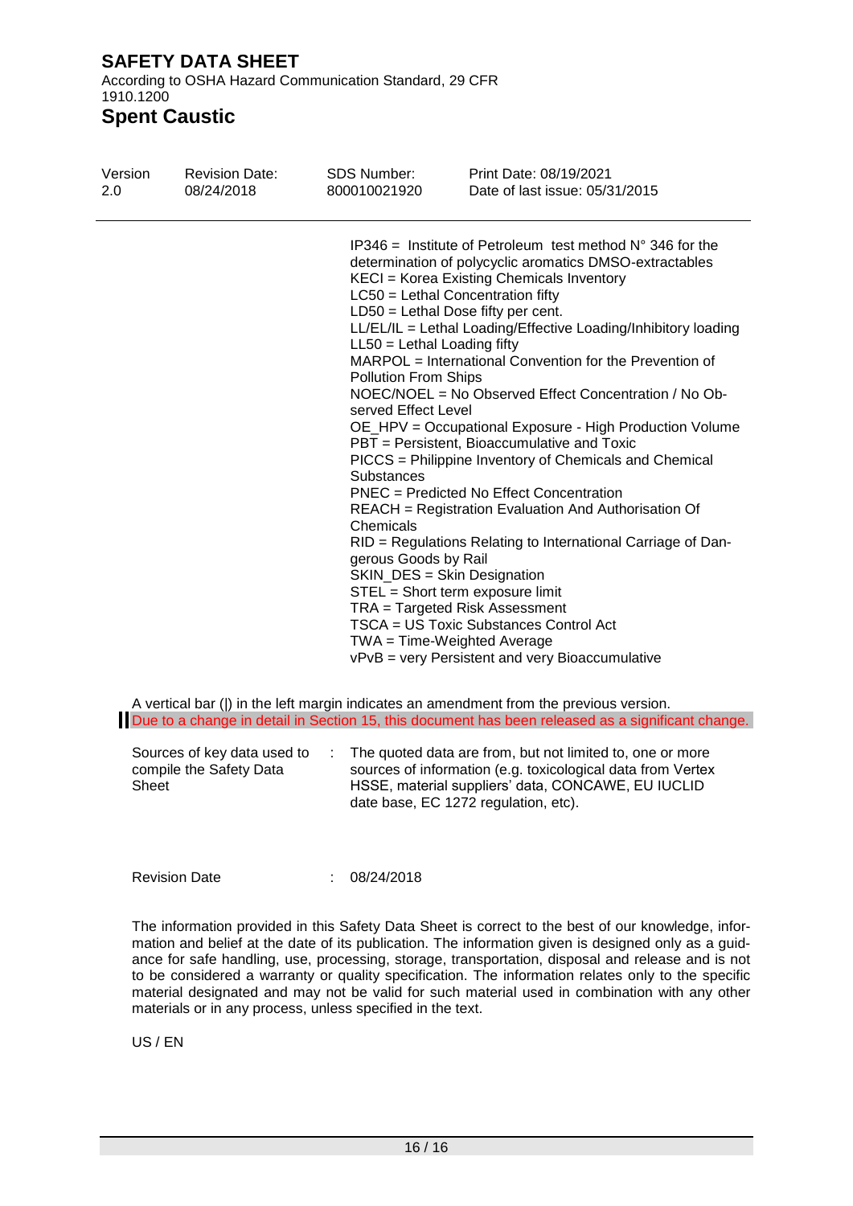IP346 = Institute of Petroleum test method N° 346 for the determination of polycyclic aromatics DMSO-extractables
KECI = Korea Existing Chemicals Inventory
LC50 = Lethal Concentration fifty
LD50 = Lethal Dose fifty per cent.
LL/EL/IL = Lethal Loading/Effective Loading/Inhibitory loading
LL50 = Lethal Loading fifty
MARPOL = International Convention for the Prevention of Pollution From Ships
NOEC/NOEL = No Observed Effect Concentration / No Observed Effect Level
OE_HPV = Occupational Exposure - High Production Volume
PBT = Persistent, Bioaccumulative and Toxic
PICCS = Philippine Inventory of Chemicals and Chemical Substances
PNEC = Predicted No Effect Concentration
REACH = Registration Evaluation And Authorisation Of Chemicals
RID = Regulations Relating to International Carriage of Dangerous Goods by Rail
SKIN_DES = Skin Designation
STEL = Short term exposure limit
TRA = Targeted Risk Assessment
TSCA = US Toxic Substances Control Act
TWA = Time-Weighted Average
vPvB = very Persistent and very Bioaccumulative

A vertical bar (|) in the left margin indicates an amendment from the previous version.

Due to a change in detail in Section 15, this document has been released as a significant change.

Sources of key data used to compile the Safety Data Sheet : The quoted data are from, but not limited to, one or more sources of information (e.g. toxicological data from Vertex HSSE, material suppliers' data, CONCAWE, EU IUCLID date base, EC 1272 regulation, etc).

Revision Date : 08/24/2018

The information provided in this Safety Data Sheet is correct to the best of our knowledge, information and belief at the date of its publication. The information given is designed only as a guidance for safe handling, use, processing, storage, transportation, disposal and release and is not to be considered a warranty or quality specification. The information relates only to the specific material designated and may not be valid for such material used in combination with any other materials or in any process, unless specified in the text.

US / EN